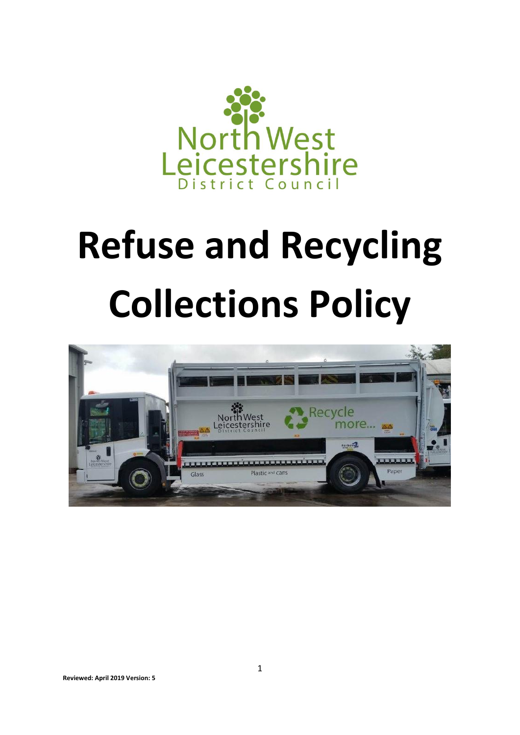North West Leicestershire District Council

# Refuse and Recycling Collections Policy

**Reviewed: April 2019 Version: 5**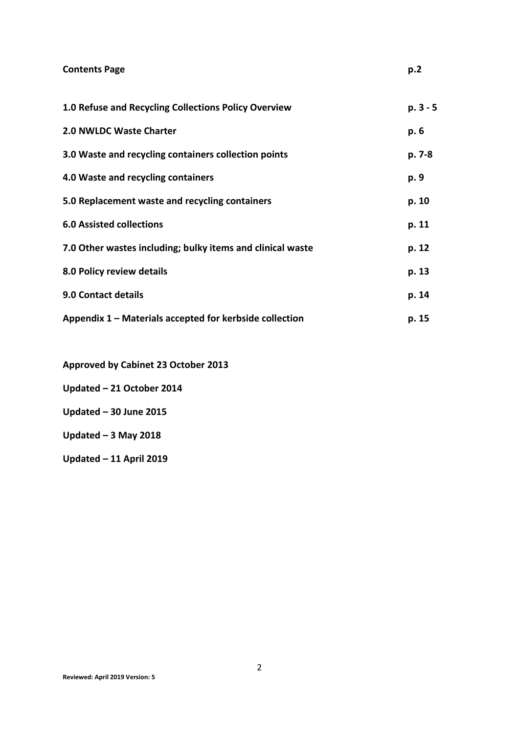| **Contents Page** | **p.2** |
| --- | --- |
| **1.0 Refuse and Recycling Collections Policy Overview** | **p. 3 - 5** |
| **2.0 NWLDC Waste Charter** | **p. 6** |
| **3.0 Waste and recycling containers collection points** | **p. 7-8** |
| **4.0 Waste and recycling containers** | **p. 9** |
| **5.0 Replacement waste and recycling containers** | **p. 10** |
| **6.0 Assisted collections** | **p. 11** |
| **7.0 Other wastes including; bulky items and clinical waste** | **p. 12** |
| **8.0 Policy review details** | **p. 13** |
| **9.0 Contact details** | **p. 14** |
| **Appendix 1 – Materials accepted for kerbside collection** | **p. 15** |

**Approved by Cabinet 23 October 2013**

**Updated – 21 October 2014**

**Updated – 30 June 2015**

**Updated – 3 May 2018**

**Updated – 11 April 2019**

**Reviewed: April 2019 Version: 5**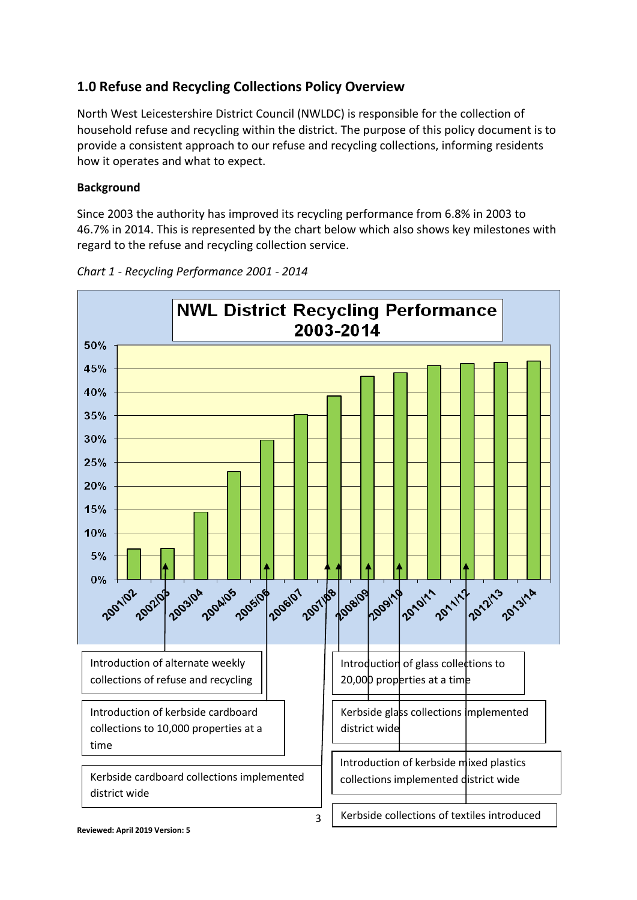## 1.0 Refuse and Recycling Collections Policy Overview

North West Leicestershire District Council (NWLDC) is responsible for the collection of household refuse and recycling within the district. The purpose of this policy document is to provide a consistent approach to our refuse and recycling collections, informing residents how it operates and what to expect.

**Background**

Since 2003 the authority has improved its recycling performance from 6.8% in 2003 to 46.7% in 2014. This is represented by the chart below which also shows key milestones with regard to the refuse and recycling collection service.

*Chart 1 - Recycling Performance 2001 - 2014*

**NWL District Recycling Performance 2003-2014**

Key milestones shown on the chart:

- Introduction of alternate weekly collections of refuse and recycling (2002/03)
- Introduction of kerbside cardboard collections to 10,000 properties at a time (2005/06)
- Kerbside cardboard collections implemented district wide (2007/08)
- Introduction of glass collections to 20,000 properties at a time (2007/08)
- Kerbside glass collections implemented district wide (2008/09)
- Introduction of kerbside mixed plastics collections implemented district wide (2009/10)
- Kerbside collections of textiles introduced (2011/12)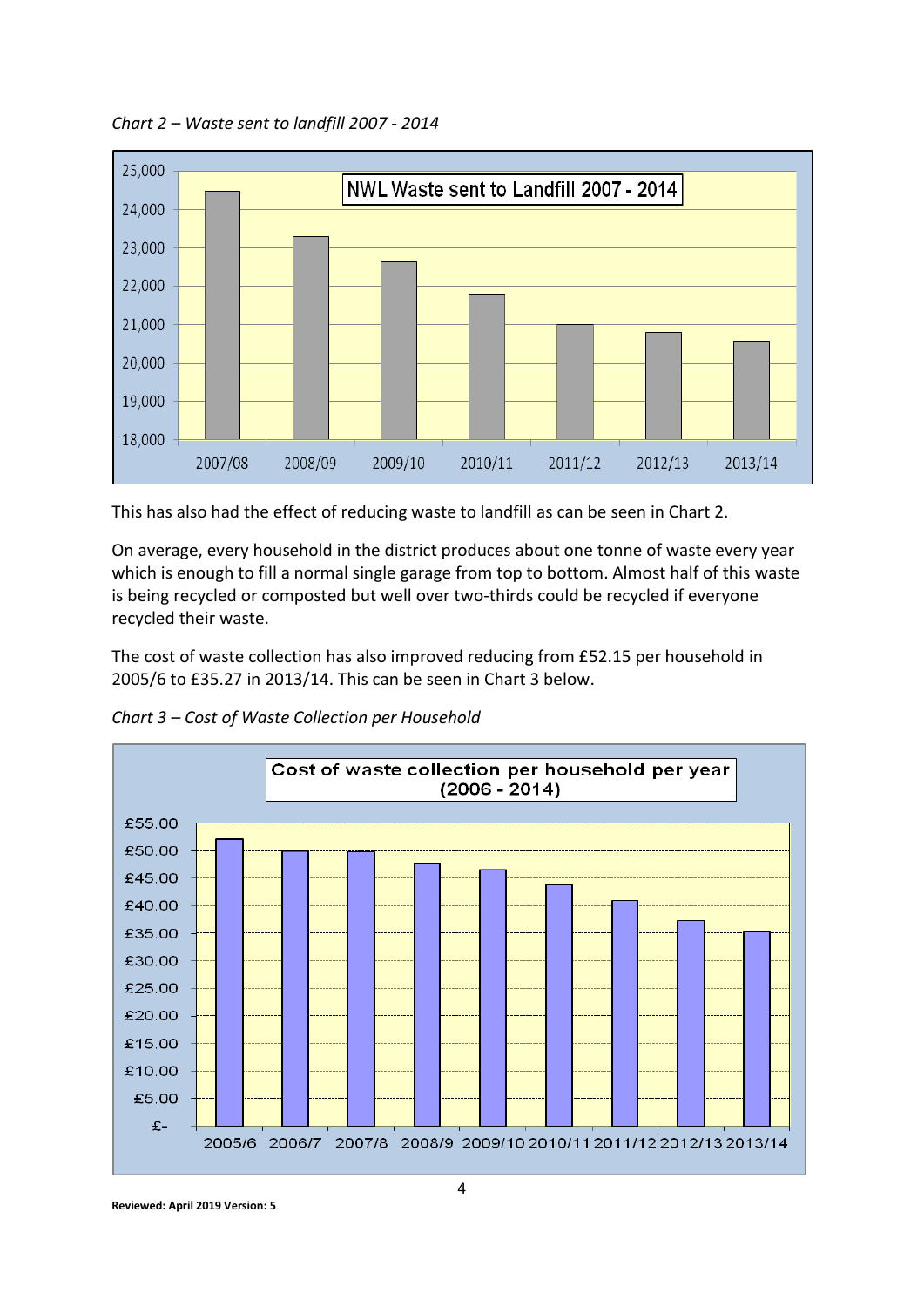*Chart 2 – Waste sent to landfill 2007 - 2014*

This has also had the effect of reducing waste to landfill as can be seen in Chart 2.

On average, every household in the district produces about one tonne of waste every year which is enough to fill a normal single garage from top to bottom. Almost half of this waste is being recycled or composted but well over two-thirds could be recycled if everyone recycled their waste.

The cost of waste collection has also improved reducing from £52.15 per household in 2005/6 to £35.27 in 2013/14. This can be seen in Chart 3 below.

*Chart 3 – Cost of Waste Collection per Household*

**Reviewed: April 2019 Version: 5**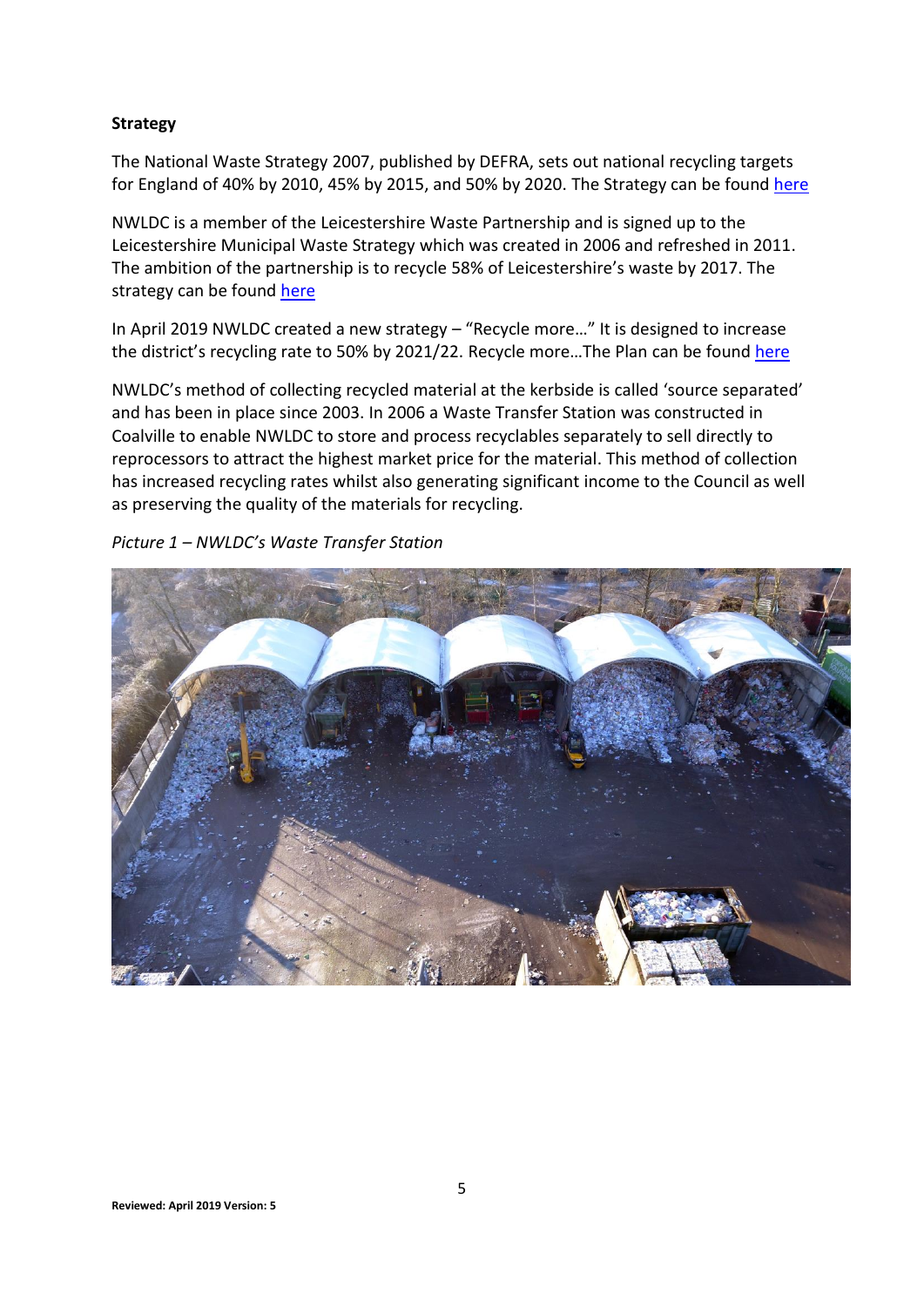**Strategy**

The National Waste Strategy 2007, published by DEFRA, sets out national recycling targets for England of 40% by 2010, 45% by 2015, and 50% by 2020. The Strategy can be found here

NWLDC is a member of the Leicestershire Waste Partnership and is signed up to the Leicestershire Municipal Waste Strategy which was created in 2006 and refreshed in 2011. The ambition of the partnership is to recycle 58% of Leicestershire's waste by 2017. The strategy can be found here

In April 2019 NWLDC created a new strategy – "Recycle more…" It is designed to increase the district's recycling rate to 50% by 2021/22. Recycle more…The Plan can be found here

NWLDC's method of collecting recycled material at the kerbside is called 'source separated' and has been in place since 2003. In 2006 a Waste Transfer Station was constructed in Coalville to enable NWLDC to store and process recyclables separately to sell directly to reprocessors to attract the highest market price for the material. This method of collection has increased recycling rates whilst also generating significant income to the Council as well as preserving the quality of the materials for recycling.

*Picture 1 – NWLDC's Waste Transfer Station*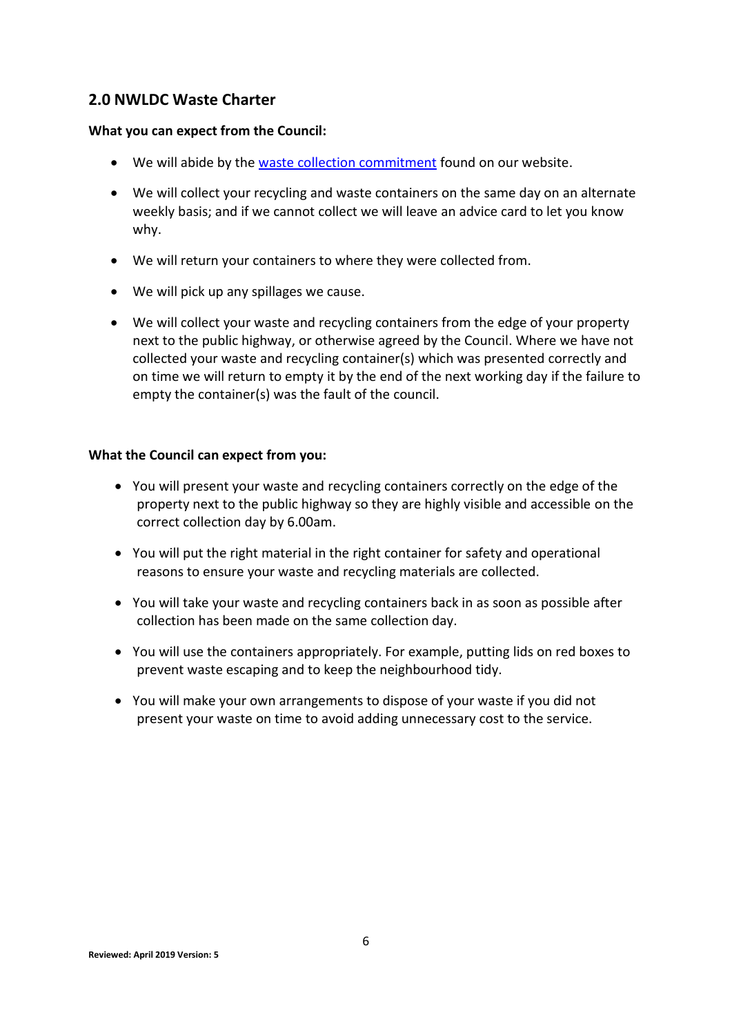## 2.0 NWLDC Waste Charter

**What you can expect from the Council:**

- We will abide by the waste collection commitment found on our website.
- We will collect your recycling and waste containers on the same day on an alternate weekly basis; and if we cannot collect we will leave an advice card to let you know why.
- We will return your containers to where they were collected from.
- We will pick up any spillages we cause.
- We will collect your waste and recycling containers from the edge of your property next to the public highway, or otherwise agreed by the Council. Where we have not collected your waste and recycling container(s) which was presented correctly and on time we will return to empty it by the end of the next working day if the failure to empty the container(s) was the fault of the council.

**What the Council can expect from you:**

- You will present your waste and recycling containers correctly on the edge of the property next to the public highway so they are highly visible and accessible on the correct collection day by 6.00am.
- You will put the right material in the right container for safety and operational reasons to ensure your waste and recycling materials are collected.
- You will take your waste and recycling containers back in as soon as possible after collection has been made on the same collection day.
- You will use the containers appropriately. For example, putting lids on red boxes to prevent waste escaping and to keep the neighbourhood tidy.
- You will make your own arrangements to dispose of your waste if you did not present your waste on time to avoid adding unnecessary cost to the service.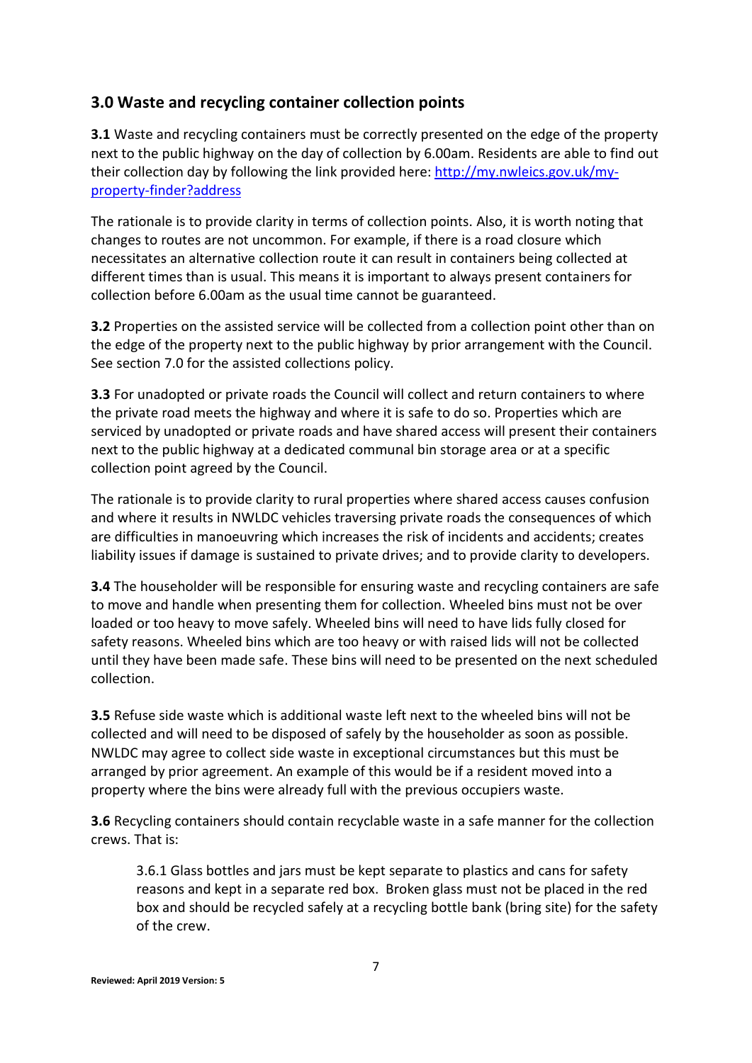## 3.0 Waste and recycling container collection points

**3.1** Waste and recycling containers must be correctly presented on the edge of the property next to the public highway on the day of collection by 6.00am. Residents are able to find out their collection day by following the link provided here: [http://my.nwleics.gov.uk/my-property-finder?address](http://my.nwleics.gov.uk/my-property-finder?address)

The rationale is to provide clarity in terms of collection points. Also, it is worth noting that changes to routes are not uncommon. For example, if there is a road closure which necessitates an alternative collection route it can result in containers being collected at different times than is usual. This means it is important to always present containers for collection before 6.00am as the usual time cannot be guaranteed.

**3.2** Properties on the assisted service will be collected from a collection point other than on the edge of the property next to the public highway by prior arrangement with the Council. See section 7.0 for the assisted collections policy.

**3.3** For unadopted or private roads the Council will collect and return containers to where the private road meets the highway and where it is safe to do so. Properties which are serviced by unadopted or private roads and have shared access will present their containers next to the public highway at a dedicated communal bin storage area or at a specific collection point agreed by the Council.

The rationale is to provide clarity to rural properties where shared access causes confusion and where it results in NWLDC vehicles traversing private roads the consequences of which are difficulties in manoeuvring which increases the risk of incidents and accidents; creates liability issues if damage is sustained to private drives; and to provide clarity to developers.

**3.4** The householder will be responsible for ensuring waste and recycling containers are safe to move and handle when presenting them for collection. Wheeled bins must not be over loaded or too heavy to move safely. Wheeled bins will need to have lids fully closed for safety reasons. Wheeled bins which are too heavy or with raised lids will not be collected until they have been made safe. These bins will need to be presented on the next scheduled collection.

**3.5** Refuse side waste which is additional waste left next to the wheeled bins will not be collected and will need to be disposed of safely by the householder as soon as possible. NWLDC may agree to collect side waste in exceptional circumstances but this must be arranged by prior agreement. An example of this would be if a resident moved into a property where the bins were already full with the previous occupiers waste.

**3.6** Recycling containers should contain recyclable waste in a safe manner for the collection crews. That is:

> 3.6.1 Glass bottles and jars must be kept separate to plastics and cans for safety reasons and kept in a separate red box. Broken glass must not be placed in the red box and should be recycled safely at a recycling bottle bank (bring site) for the safety of the crew.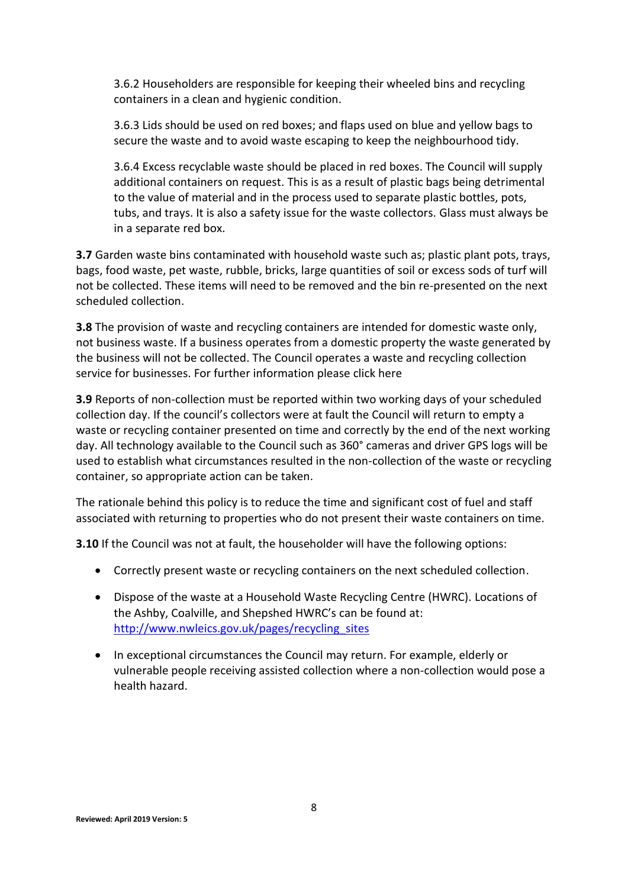3.6.2 Householders are responsible for keeping their wheeled bins and recycling containers in a clean and hygienic condition.

3.6.3 Lids should be used on red boxes; and flaps used on blue and yellow bags to secure the waste and to avoid waste escaping to keep the neighbourhood tidy.

3.6.4 Excess recyclable waste should be placed in red boxes. The Council will supply additional containers on request. This is as a result of plastic bags being detrimental to the value of material and in the process used to separate plastic bottles, pots, tubs, and trays. It is also a safety issue for the waste collectors. Glass must always be in a separate red box.

**3.7** Garden waste bins contaminated with household waste such as; plastic plant pots, trays, bags, food waste, pet waste, rubble, bricks, large quantities of soil or excess sods of turf will not be collected. These items will need to be removed and the bin re-presented on the next scheduled collection.

**3.8** The provision of waste and recycling containers are intended for domestic waste only, not business waste. If a business operates from a domestic property the waste generated by the business will not be collected. The Council operates a waste and recycling collection service for businesses. For further information please click here

**3.9** Reports of non-collection must be reported within two working days of your scheduled collection day. If the council's collectors were at fault the Council will return to empty a waste or recycling container presented on time and correctly by the end of the next working day. All technology available to the Council such as 360° cameras and driver GPS logs will be used to establish what circumstances resulted in the non-collection of the waste or recycling container, so appropriate action can be taken.

The rationale behind this policy is to reduce the time and significant cost of fuel and staff associated with returning to properties who do not present their waste containers on time.

**3.10** If the Council was not at fault, the householder will have the following options:

- Correctly present waste or recycling containers on the next scheduled collection.
- Dispose of the waste at a Household Waste Recycling Centre (HWRC). Locations of the Ashby, Coalville, and Shepshed HWRC's can be found at: [http://www.nwleics.gov.uk/pages/recycling_sites](http://www.nwleics.gov.uk/pages/recycling_sites)
- In exceptional circumstances the Council may return. For example, elderly or vulnerable people receiving assisted collection where a non-collection would pose a health hazard.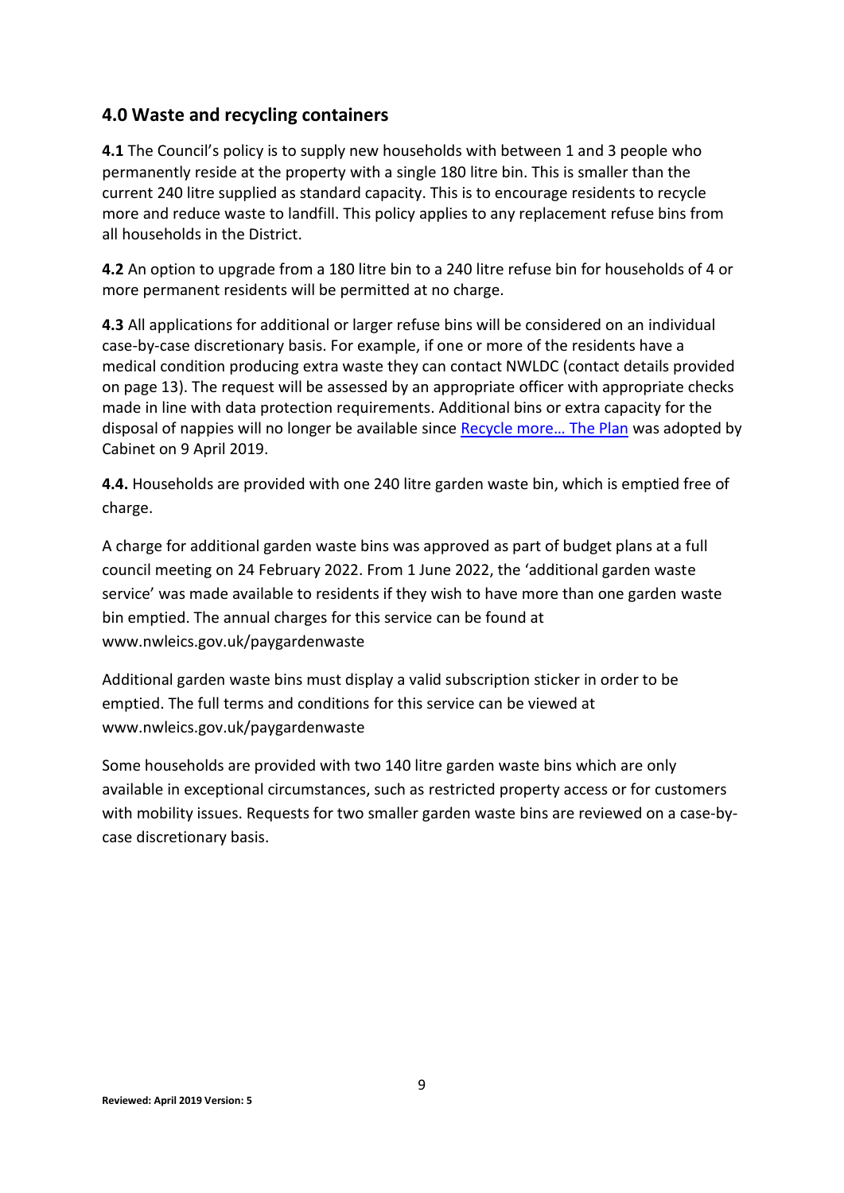## 4.0 Waste and recycling containers

**4.1** The Council's policy is to supply new households with between 1 and 3 people who permanently reside at the property with a single 180 litre bin. This is smaller than the current 240 litre supplied as standard capacity. This is to encourage residents to recycle more and reduce waste to landfill. This policy applies to any replacement refuse bins from all households in the District.

**4.2** An option to upgrade from a 180 litre bin to a 240 litre refuse bin for households of 4 or more permanent residents will be permitted at no charge.

**4.3** All applications for additional or larger refuse bins will be considered on an individual case-by-case discretionary basis. For example, if one or more of the residents have a medical condition producing extra waste they can contact NWLDC (contact details provided on page 13). The request will be assessed by an appropriate officer with appropriate checks made in line with data protection requirements. Additional bins or extra capacity for the disposal of nappies will no longer be available since Recycle more… The Plan was adopted by Cabinet on 9 April 2019.

**4.4.** Households are provided with one 240 litre garden waste bin, which is emptied free of charge.

A charge for additional garden waste bins was approved as part of budget plans at a full council meeting on 24 February 2022. From 1 June 2022, the 'additional garden waste service' was made available to residents if they wish to have more than one garden waste bin emptied. The annual charges for this service can be found at www.nwleics.gov.uk/paygardenwaste

Additional garden waste bins must display a valid subscription sticker in order to be emptied. The full terms and conditions for this service can be viewed at www.nwleics.gov.uk/paygardenwaste

Some households are provided with two 140 litre garden waste bins which are only available in exceptional circumstances, such as restricted property access or for customers with mobility issues. Requests for two smaller garden waste bins are reviewed on a case-by-case discretionary basis.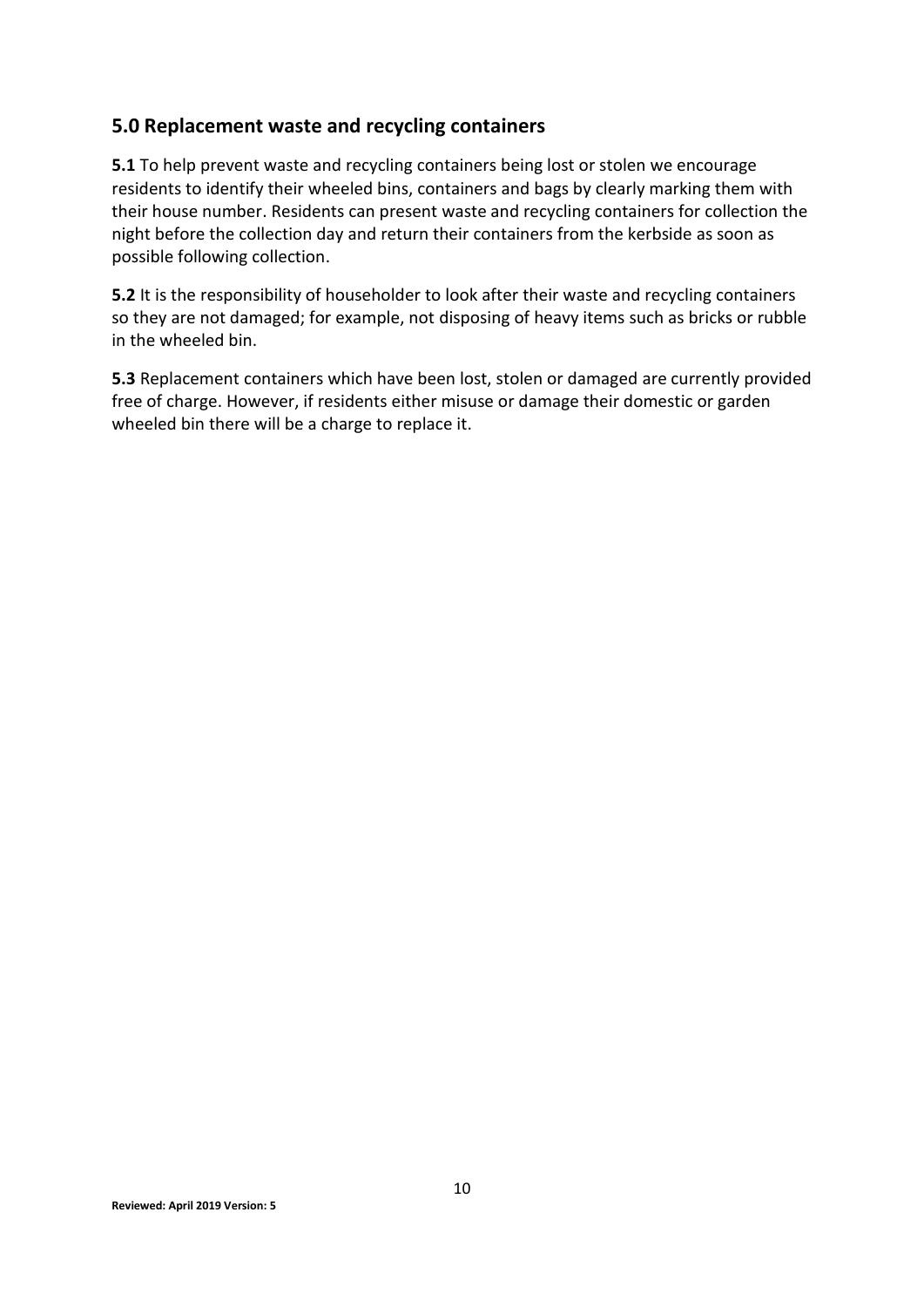## 5.0 Replacement waste and recycling containers

**5.1** To help prevent waste and recycling containers being lost or stolen we encourage residents to identify their wheeled bins, containers and bags by clearly marking them with their house number. Residents can present waste and recycling containers for collection the night before the collection day and return their containers from the kerbside as soon as possible following collection.

**5.2** It is the responsibility of householder to look after their waste and recycling containers so they are not damaged; for example, not disposing of heavy items such as bricks or rubble in the wheeled bin.

**5.3** Replacement containers which have been lost, stolen or damaged are currently provided free of charge. However, if residents either misuse or damage their domestic or garden wheeled bin there will be a charge to replace it.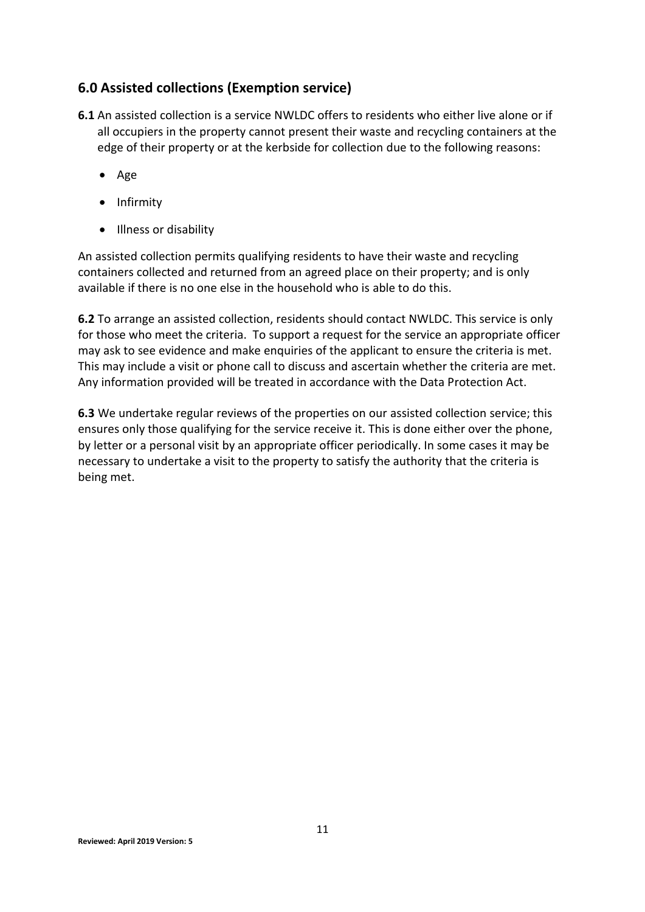## 6.0 Assisted collections (Exemption service)

**6.1** An assisted collection is a service NWLDC offers to residents who either live alone or if all occupiers in the property cannot present their waste and recycling containers at the edge of their property or at the kerbside for collection due to the following reasons:

- Age
- Infirmity
- Illness or disability

An assisted collection permits qualifying residents to have their waste and recycling containers collected and returned from an agreed place on their property; and is only available if there is no one else in the household who is able to do this.

**6.2** To arrange an assisted collection, residents should contact NWLDC. This service is only for those who meet the criteria. To support a request for the service an appropriate officer may ask to see evidence and make enquiries of the applicant to ensure the criteria is met. This may include a visit or phone call to discuss and ascertain whether the criteria are met. Any information provided will be treated in accordance with the Data Protection Act.

**6.3** We undertake regular reviews of the properties on our assisted collection service; this ensures only those qualifying for the service receive it. This is done either over the phone, by letter or a personal visit by an appropriate officer periodically. In some cases it may be necessary to undertake a visit to the property to satisfy the authority that the criteria is being met.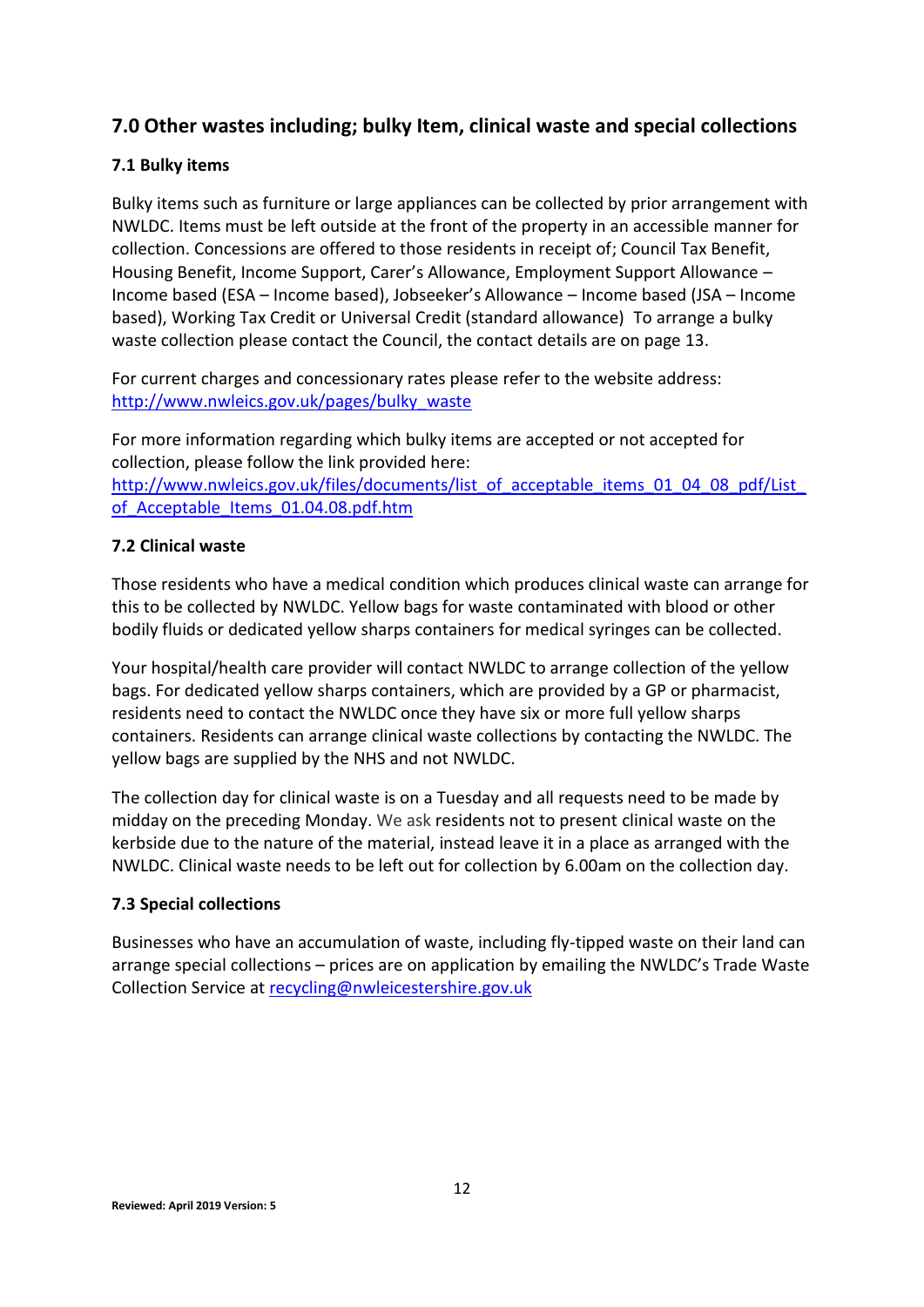## 7.0 Other wastes including; bulky Item, clinical waste and special collections

### 7.1 Bulky items

Bulky items such as furniture or large appliances can be collected by prior arrangement with NWLDC. Items must be left outside at the front of the property in an accessible manner for collection. Concessions are offered to those residents in receipt of; Council Tax Benefit, Housing Benefit, Income Support, Carer's Allowance, Employment Support Allowance – Income based (ESA – Income based), Jobseeker's Allowance – Income based (JSA – Income based), Working Tax Credit or Universal Credit (standard allowance) To arrange a bulky waste collection please contact the Council, the contact details are on page 13.

For current charges and concessionary rates please refer to the website address: [http://www.nwleics.gov.uk/pages/bulky_waste](http://www.nwleics.gov.uk/pages/bulky_waste)

For more information regarding which bulky items are accepted or not accepted for collection, please follow the link provided here: [http://www.nwleics.gov.uk/files/documents/list_of_acceptable_items_01_04_08_pdf/List_of_Acceptable_Items_01.04.08.pdf.htm](http://www.nwleics.gov.uk/files/documents/list_of_acceptable_items_01_04_08_pdf/List_of_Acceptable_Items_01.04.08.pdf.htm)

### 7.2 Clinical waste

Those residents who have a medical condition which produces clinical waste can arrange for this to be collected by NWLDC. Yellow bags for waste contaminated with blood or other bodily fluids or dedicated yellow sharps containers for medical syringes can be collected.

Your hospital/health care provider will contact NWLDC to arrange collection of the yellow bags. For dedicated yellow sharps containers, which are provided by a GP or pharmacist, residents need to contact the NWLDC once they have six or more full yellow sharps containers. Residents can arrange clinical waste collections by contacting the NWLDC. The yellow bags are supplied by the NHS and not NWLDC.

The collection day for clinical waste is on a Tuesday and all requests need to be made by midday on the preceding Monday. We ask residents not to present clinical waste on the kerbside due to the nature of the material, instead leave it in a place as arranged with the NWLDC. Clinical waste needs to be left out for collection by 6.00am on the collection day.

### 7.3 Special collections

Businesses who have an accumulation of waste, including fly-tipped waste on their land can arrange special collections – prices are on application by emailing the NWLDC's Trade Waste Collection Service at [recycling@nwleicestershire.gov.uk](mailto:recycling@nwleicestershire.gov.uk)

**Reviewed: April 2019 Version: 5**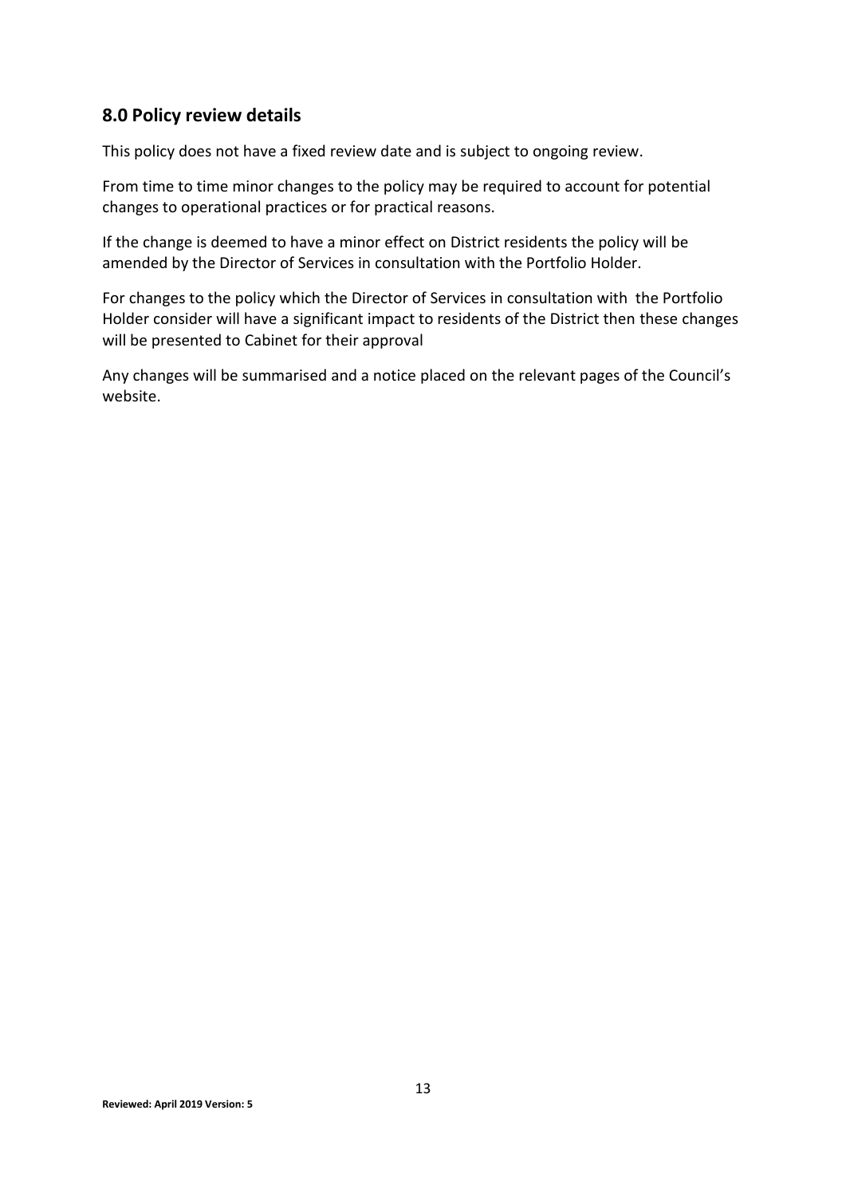## 8.0 Policy review details

This policy does not have a fixed review date and is subject to ongoing review.

From time to time minor changes to the policy may be required to account for potential changes to operational practices or for practical reasons.

If the change is deemed to have a minor effect on District residents the policy will be amended by the Director of Services in consultation with the Portfolio Holder.

For changes to the policy which the Director of Services in consultation with the Portfolio Holder consider will have a significant impact to residents of the District then these changes will be presented to Cabinet for their approval

Any changes will be summarised and a notice placed on the relevant pages of the Council's website.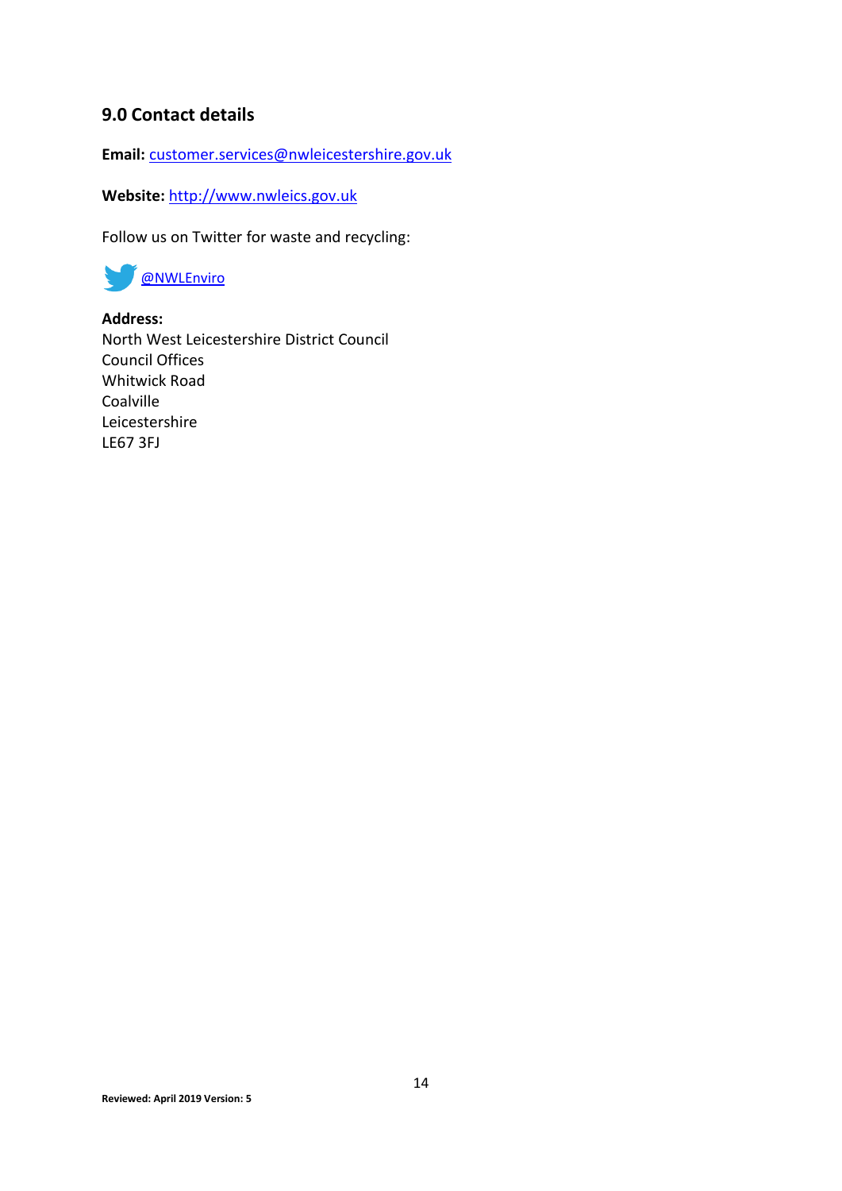## 9.0 Contact details

**Email:** customer.services@nwleicestershire.gov.uk

**Website:** http://www.nwleics.gov.uk

Follow us on Twitter for waste and recycling:

@NWLEnviro

**Address:**
North West Leicestershire District Council
Council Offices
Whitwick Road
Coalville
Leicestershire
LE67 3FJ

**Reviewed: April 2019 Version: 5**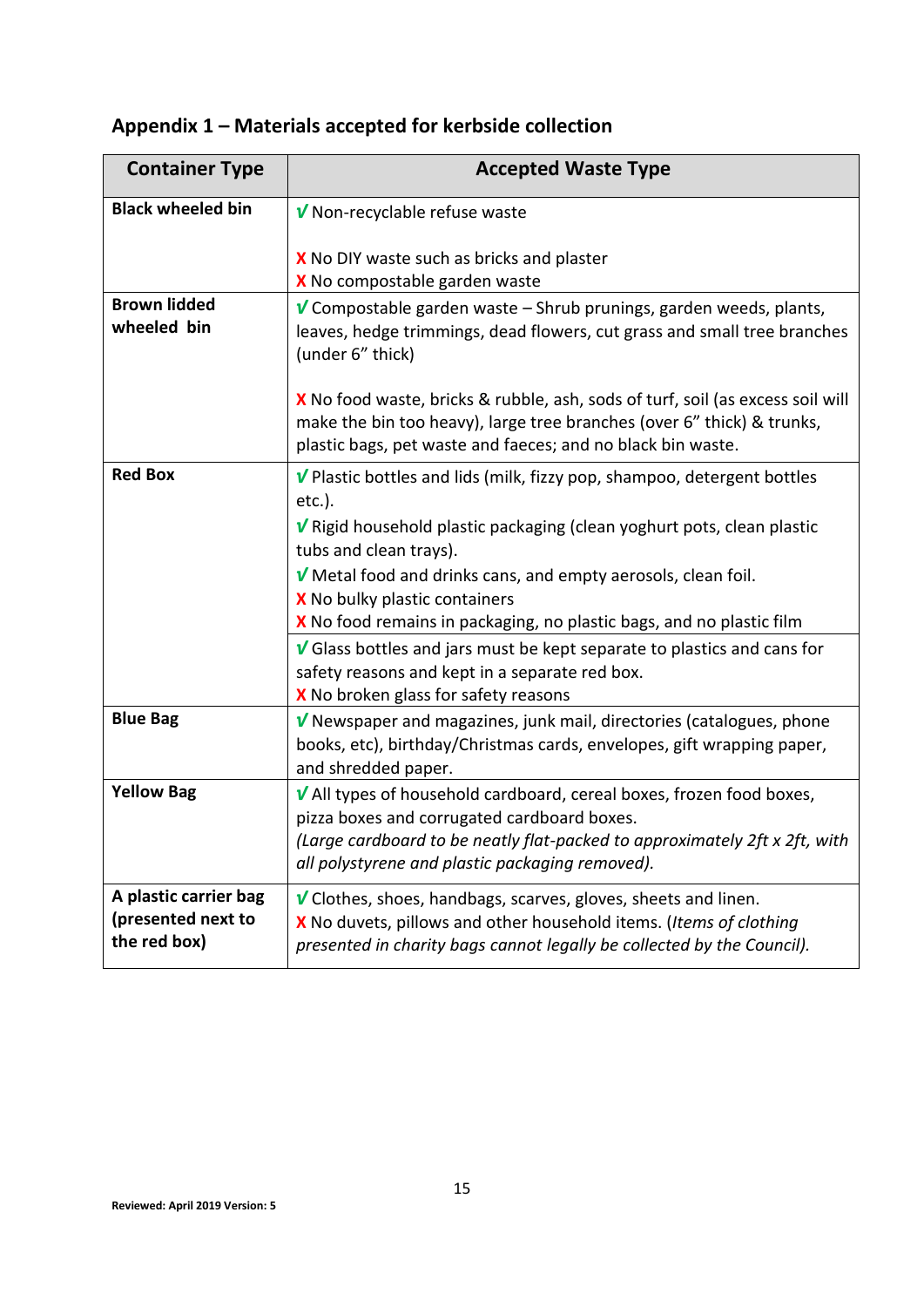## Appendix 1 – Materials accepted for kerbside collection

| Container Type | Accepted Waste Type |
|---|---|
| **Black wheeled bin** | √ Non-recyclable refuse waste<br><br>X No DIY waste such as bricks and plaster<br>X No compostable garden waste |
| **Brown lidded wheeled bin** | √ Compostable garden waste – Shrub prunings, garden weeds, plants, leaves, hedge trimmings, dead flowers, cut grass and small tree branches (under 6" thick)<br><br>X No food waste, bricks & rubble, ash, sods of turf, soil (as excess soil will make the bin too heavy), large tree branches (over 6" thick) & trunks, plastic bags, pet waste and faeces; and no black bin waste. |
| **Red Box** | √ Plastic bottles and lids (milk, fizzy pop, shampoo, detergent bottles etc.).<br>√ Rigid household plastic packaging (clean yoghurt pots, clean plastic tubs and clean trays).<br>√ Metal food and drinks cans, and empty aerosols, clean foil.<br>X No bulky plastic containers<br>X No food remains in packaging, no plastic bags, and no plastic film |
| | √ Glass bottles and jars must be kept separate to plastics and cans for safety reasons and kept in a separate red box.<br>X No broken glass for safety reasons |
| **Blue Bag** | √ Newspaper and magazines, junk mail, directories (catalogues, phone books, etc), birthday/Christmas cards, envelopes, gift wrapping paper, and shredded paper. |
| **Yellow Bag** | √ All types of household cardboard, cereal boxes, frozen food boxes, pizza boxes and corrugated cardboard boxes.<br>*(Large cardboard to be neatly flat-packed to approximately 2ft x 2ft, with all polystyrene and plastic packaging removed).* |
| **A plastic carrier bag (presented next to the red box)** | √ Clothes, shoes, handbags, scarves, gloves, sheets and linen.<br>X No duvets, pillows and other household items. (*Items of clothing presented in charity bags cannot legally be collected by the Council).* |

**Reviewed: April 2019 Version: 5**